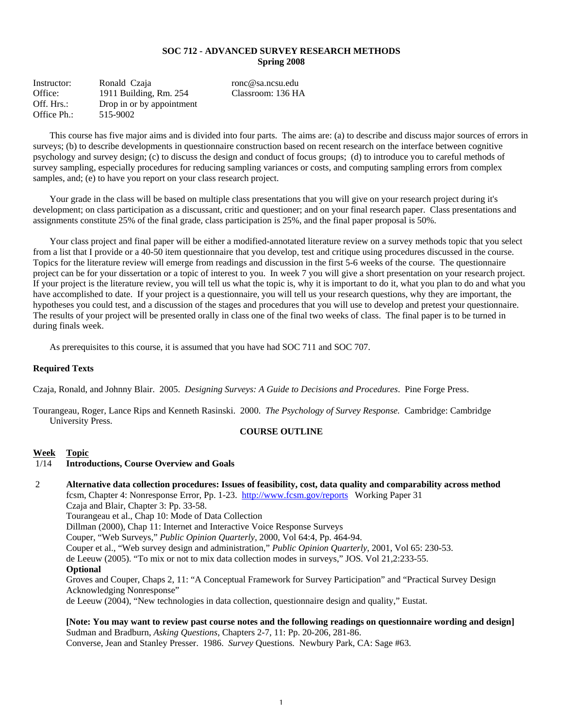**SOC 712 - ADVANCED SURVEY RESEARCH METHODS**
**Spring 2008**

| | | |
|---|---|---|
| Instructor: | Ronald Czaja | ronc@sa.ncsu.edu |
| Office: | 1911 Building, Rm. 254 | Classroom: 136 HA |
| Off. Hrs.: | Drop in or by appointment | |
| Office Ph.: | 515-9002 | |

This course has five major aims and is divided into four parts. The aims are: (a) to describe and discuss major sources of errors in surveys; (b) to describe developments in questionnaire construction based on recent research on the interface between cognitive psychology and survey design; (c) to discuss the design and conduct of focus groups; (d) to introduce you to careful methods of survey sampling, especially procedures for reducing sampling variances or costs, and computing sampling errors from complex samples, and; (e) to have you report on your class research project.

Your grade in the class will be based on multiple class presentations that you will give on your research project during it's development; on class participation as a discussant, critic and questioner; and on your final research paper. Class presentations and assignments constitute 25% of the final grade, class participation is 25%, and the final paper proposal is 50%.

Your class project and final paper will be either a modified-annotated literature review on a survey methods topic that you select from a list that I provide or a 40-50 item questionnaire that you develop, test and critique using procedures discussed in the course. Topics for the literature review will emerge from readings and discussion in the first 5-6 weeks of the course. The questionnaire project can be for your dissertation or a topic of interest to you. In week 7 you will give a short presentation on your research project. If your project is the literature review, you will tell us what the topic is, why it is important to do it, what you plan to do and what you have accomplished to date. If your project is a questionnaire, you will tell us your research questions, why they are important, the hypotheses you could test, and a discussion of the stages and procedures that you will use to develop and pretest your questionnaire. The results of your project will be presented orally in class one of the final two weeks of class. The final paper is to be turned in during finals week.

As prerequisites to this course, it is assumed that you have had SOC 711 and SOC 707.

**Required Texts**

Czaja, Ronald, and Johnny Blair. 2005. *Designing Surveys: A Guide to Decisions and Procedures*. Pine Forge Press.

Tourangeau, Roger, Lance Rips and Kenneth Rasinski. 2000. *The Psychology of Survey Response.* Cambridge: Cambridge University Press.

**COURSE OUTLINE**

**Week Topic**

1/14 **Introductions, Course Overview and Goals**

2 **Alternative data collection procedures: Issues of feasibility, cost, data quality and comparability across method**
fcsm, Chapter 4: Nonresponse Error, Pp. 1-23. http://www.fcsm.gov/reports Working Paper 31
Czaja and Blair, Chapter 3: Pp. 33-58.
Tourangeau et al., Chap 10: Mode of Data Collection
Dillman (2000), Chap 11: Internet and Interactive Voice Response Surveys
Couper, "Web Surveys," *Public Opinion Quarterly*, 2000, Vol 64:4, Pp. 464-94.
Couper et al., "Web survey design and administration," *Public Opinion Quarterly*, 2001, Vol 65: 230-53.
de Leeuw (2005). "To mix or not to mix data collection modes in surveys," JOS. Vol 21,2:233-55.
**Optional**
Groves and Couper, Chaps 2, 11: "A Conceptual Framework for Survey Participation" and "Practical Survey Design Acknowledging Nonresponse"
de Leeuw (2004), "New technologies in data collection, questionnaire design and quality," Eustat.

**[Note: You may want to review past course notes and the following readings on questionnaire wording and design]**
Sudman and Bradburn, *Asking Questions*, Chapters 2-7, 11: Pp. 20-206, 281-86.
Converse, Jean and Stanley Presser. 1986. *Survey* Questions. Newbury Park, CA: Sage #63.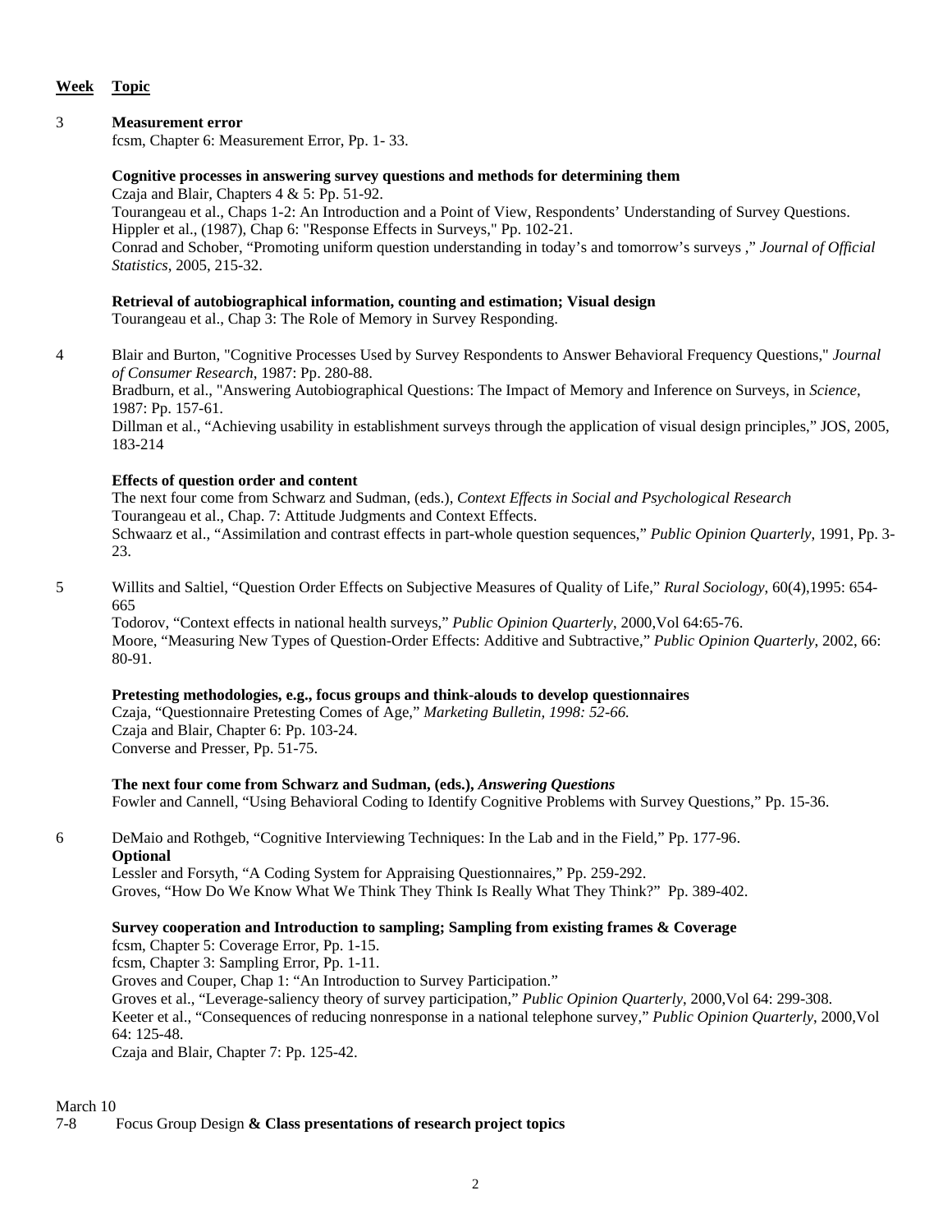| **Week** | **Topic** |
|---|---|
| 3 | **Measurement error**<br>fcsm, Chapter 6: Measurement Error, Pp. 1- 33.<br><br>**Cognitive processes in answering survey questions and methods for determining them**<br>Czaja and Blair, Chapters 4 & 5: Pp. 51-92.<br>Tourangeau et al., Chaps 1-2: An Introduction and a Point of View, Respondents' Understanding of Survey Questions.<br>Hippler et al., (1987), Chap 6: "Response Effects in Surveys," Pp. 102-21.<br>Conrad and Schober, "Promoting uniform question understanding in today's and tomorrow's surveys ," *Journal of Official Statistics*, 2005, 215-32.<br><br>**Retrieval of autobiographical information, counting and estimation; Visual design**<br>Tourangeau et al., Chap 3: The Role of Memory in Survey Responding. |
| 4 | Blair and Burton, "Cognitive Processes Used by Survey Respondents to Answer Behavioral Frequency Questions," *Journal of Consumer Research*, 1987: Pp. 280-88.<br>Bradburn, et al., "Answering Autobiographical Questions: The Impact of Memory and Inference on Surveys, in *Science*, 1987: Pp. 157-61.<br>Dillman et al., "Achieving usability in establishment surveys through the application of visual design principles," JOS, 2005, 183-214<br><br>**Effects of question order and content**<br>The next four come from Schwarz and Sudman, (eds.), *Context Effects in Social and Psychological Research*<br>Tourangeau et al., Chap. 7: Attitude Judgments and Context Effects.<br>Schwaarz et al., "Assimilation and contrast effects in part-whole question sequences," *Public Opinion Quarterly*, 1991, Pp. 3-23. |
| 5 | Willits and Saltiel, "Question Order Effects on Subjective Measures of Quality of Life," *Rural Sociology*, 60(4),1995: 654-665<br>Todorov, "Context effects in national health surveys," *Public Opinion Quarterly*, 2000,Vol 64:65-76.<br>Moore, "Measuring New Types of Question-Order Effects: Additive and Subtractive," *Public Opinion Quarterly*, 2002, 66: 80-91.<br><br>**Pretesting methodologies, e.g., focus groups and think-alouds to develop questionnaires**<br>Czaja, "Questionnaire Pretesting Comes of Age," *Marketing Bulletin, 1998: 52-66.*<br>Czaja and Blair, Chapter 6: Pp. 103-24.<br>Converse and Presser, Pp. 51-75.<br><br>**The next four come from Schwarz and Sudman, (eds.),** ***Answering Questions***<br>Fowler and Cannell, "Using Behavioral Coding to Identify Cognitive Problems with Survey Questions," Pp. 15-36. |
| 6 | DeMaio and Rothgeb, "Cognitive Interviewing Techniques: In the Lab and in the Field," Pp. 177-96.<br>**Optional**<br>Lessler and Forsyth, "A Coding System for Appraising Questionnaires," Pp. 259-292.<br>Groves, "How Do We Know What We Think They Think Is Really What They Think?" Pp. 389-402.<br><br>**Survey cooperation and Introduction to sampling; Sampling from existing frames & Coverage**<br>fcsm, Chapter 5: Coverage Error, Pp. 1-15.<br>fcsm, Chapter 3: Sampling Error, Pp. 1-11.<br>Groves and Couper, Chap 1: "An Introduction to Survey Participation."<br>Groves et al., "Leverage-saliency theory of survey participation," *Public Opinion Quarterly*, 2000,Vol 64: 299-308.<br>Keeter et al., "Consequences of reducing nonresponse in a national telephone survey," *Public Opinion Quarterly*, 2000,Vol 64: 125-48.<br>Czaja and Blair, Chapter 7: Pp. 125-42. |
| March 10<br>7-8 | Focus Group Design **& Class presentations of research project topics** |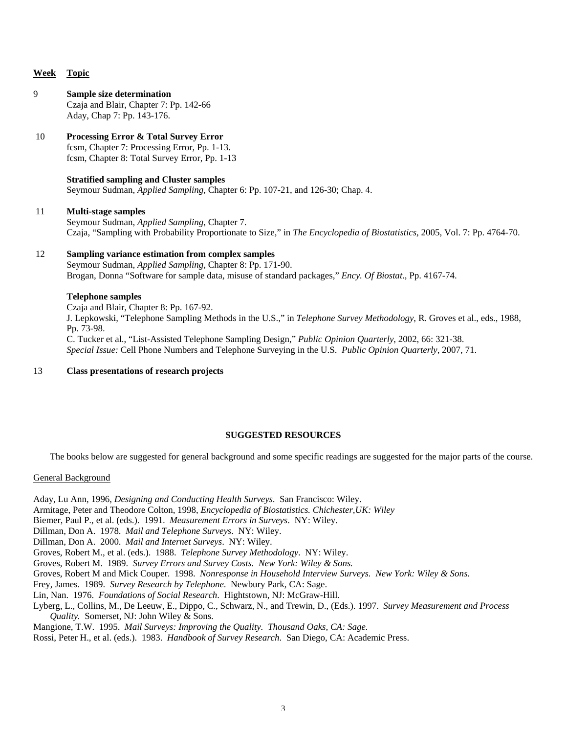| Week | Topic |
|---|---|
| 9 | **Sample size determination**<br>Czaja and Blair, Chapter 7: Pp. 142-66<br>Aday, Chap 7: Pp. 143-176. |
| 10 | **Processing Error & Total Survey Error**<br>fcsm, Chapter 7: Processing Error, Pp. 1-13.<br>fcsm, Chapter 8: Total Survey Error, Pp. 1-13<br><br>**Stratified sampling and Cluster samples**<br>Seymour Sudman, *Applied Sampling*, Chapter 6: Pp. 107-21, and 126-30; Chap. 4. |
| 11 | **Multi-stage samples**<br>Seymour Sudman, *Applied Sampling*, Chapter 7.<br>Czaja, "Sampling with Probability Proportionate to Size," in *The Encyclopedia of Biostatistics*, 2005, Vol. 7: Pp. 4764-70. |
| 12 | **Sampling variance estimation from complex samples**<br>Seymour Sudman, *Applied Sampling*, Chapter 8: Pp. 171-90.<br>Brogan, Donna "Software for sample data, misuse of standard packages," *Ency. Of Biostat.*, Pp. 4167-74.<br><br>**Telephone samples**<br>Czaja and Blair, Chapter 8: Pp. 167-92.<br>J. Lepkowski, "Telephone Sampling Methods in the U.S.," in *Telephone Survey Methodology*, R. Groves et al., eds., 1988, Pp. 73-98.<br>C. Tucker et al., "List-Assisted Telephone Sampling Design," *Public Opinion Quarterly*, 2002, 66: 321-38.<br>*Special Issue:* Cell Phone Numbers and Telephone Surveying in the U.S. *Public Opinion Quarterly*, 2007, 71. |
| 13 | **Class presentations of research projects** |

## SUGGESTED RESOURCES

The books below are suggested for general background and some specific readings are suggested for the major parts of the course.

General Background

Aday, Lu Ann, 1996, *Designing and Conducting Health Surveys.* San Francisco: Wiley.

Armitage, Peter and Theodore Colton, 1998, *Encyclopedia of Biostatistics. Chichester,UK: Wiley*

Biemer, Paul P., et al. (eds.). 1991. *Measurement Errors in Surveys*. NY: Wiley.

Dillman, Don A. 1978. *Mail and Telephone Surveys*. NY: Wiley.

Dillman, Don A. 2000. *Mail and Internet Surveys*. NY: Wiley.

Groves, Robert M., et al. (eds.). 1988. *Telephone Survey Methodology*. NY: Wiley.

Groves, Robert M. 1989. *Survey Errors and Survey Costs. New York: Wiley & Sons.*

Groves, Robert M and Mick Couper. 1998. *Nonresponse in Household Interview Surveys. New York: Wiley & Sons.*

Frey, James. 1989. *Survey Research by Telephone*. Newbury Park, CA: Sage.

Lin, Nan. 1976. *Foundations of Social Research*. Hightstown, NJ: McGraw-Hill.

Lyberg, L., Collins, M., De Leeuw, E., Dippo, C., Schwarz, N., and Trewin, D., (Eds.). 1997. *Survey Measurement and Process Quality.* Somerset, NJ: John Wiley & Sons.

Mangione, T.W. 1995. *Mail Surveys: Improving the Quality. Thousand Oaks, CA: Sage.*

Rossi, Peter H., et al. (eds.). 1983. *Handbook of Survey Research*. San Diego, CA: Academic Press.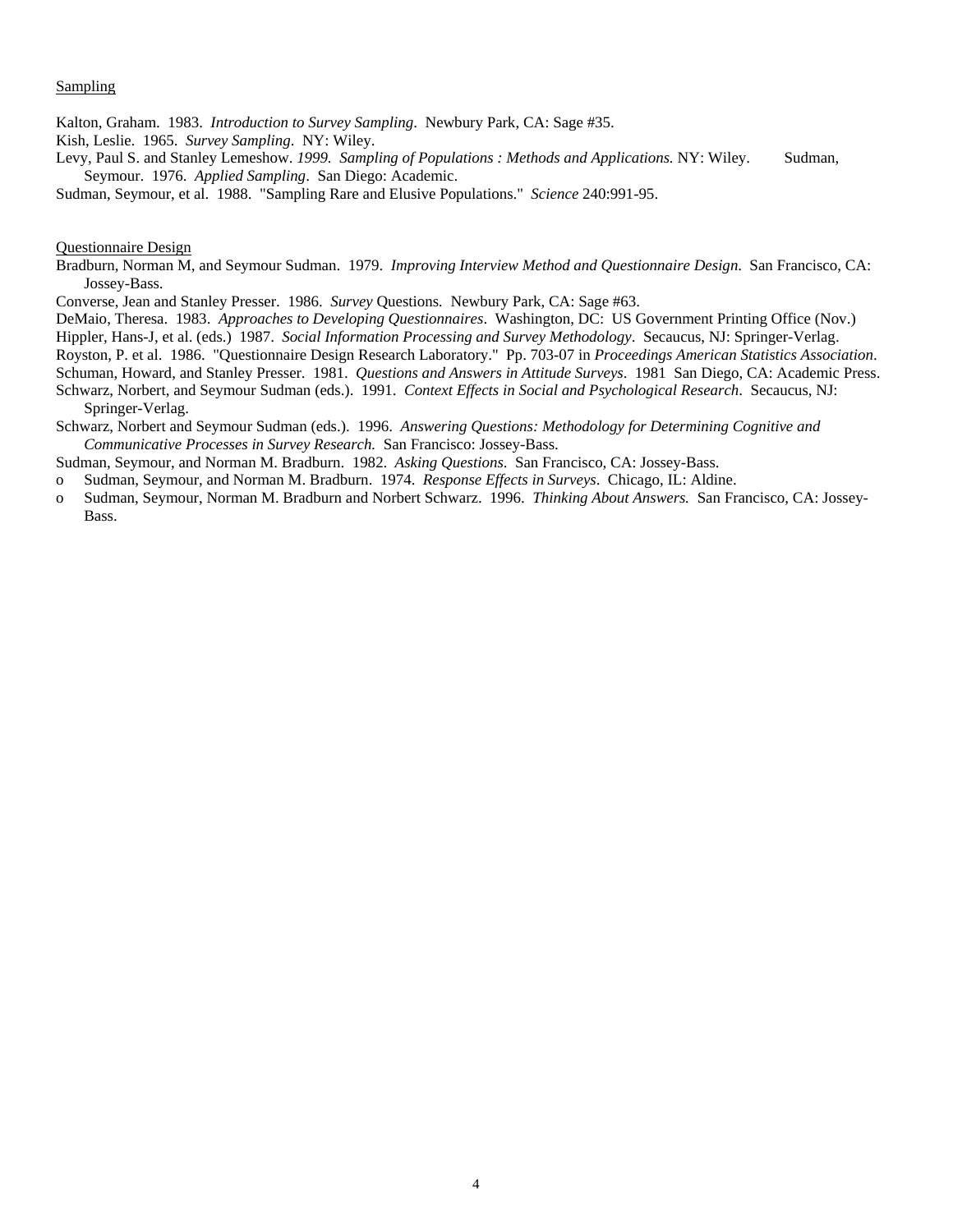<u>Sampling</u>

Kalton, Graham. 1983. *Introduction to Survey Sampling*. Newbury Park, CA: Sage #35.

Kish, Leslie. 1965. *Survey Sampling*. NY: Wiley.

Levy, Paul S. and Stanley Lemeshow. *1999. Sampling of Populations : Methods and Applications.* NY: Wiley.

Sudman, Seymour. 1976. *Applied Sampling*. San Diego: Academic.

Sudman, Seymour, et al. 1988. "Sampling Rare and Elusive Populations." *Science* 240:991-95.

<u>Questionnaire Design</u>

Bradburn, Norman M, and Seymour Sudman. 1979. *Improving Interview Method and Questionnaire Design.* San Francisco, CA: Jossey-Bass.

Converse, Jean and Stanley Presser. 1986. *Survey* Questions. Newbury Park, CA: Sage #63.

DeMaio, Theresa. 1983. *Approaches to Developing Questionnaires*. Washington, DC: US Government Printing Office (Nov.)

Hippler, Hans-J, et al. (eds.) 1987. *Social Information Processing and Survey Methodology*. Secaucus, NJ: Springer-Verlag.

Royston, P. et al. 1986. "Questionnaire Design Research Laboratory." Pp. 703-07 in *Proceedings American Statistics Association*.

Schuman, Howard, and Stanley Presser. 1981. *Questions and Answers in Attitude Surveys*. 1981 San Diego, CA: Academic Press.

Schwarz, Norbert, and Seymour Sudman (eds.). 1991. *Context Effects in Social and Psychological Research*. Secaucus, NJ: Springer-Verlag.

Schwarz, Norbert and Seymour Sudman (eds.). 1996. *Answering Questions: Methodology for Determining Cognitive and Communicative Processes in Survey Research.* San Francisco: Jossey-Bass.

Sudman, Seymour, and Norman M. Bradburn. 1982. *Asking Questions*. San Francisco, CA: Jossey-Bass.

- Sudman, Seymour, and Norman M. Bradburn. 1974. *Response Effects in Surveys*. Chicago, IL: Aldine.
- Sudman, Seymour, Norman M. Bradburn and Norbert Schwarz. 1996. *Thinking About Answers.* San Francisco, CA: Jossey-Bass.